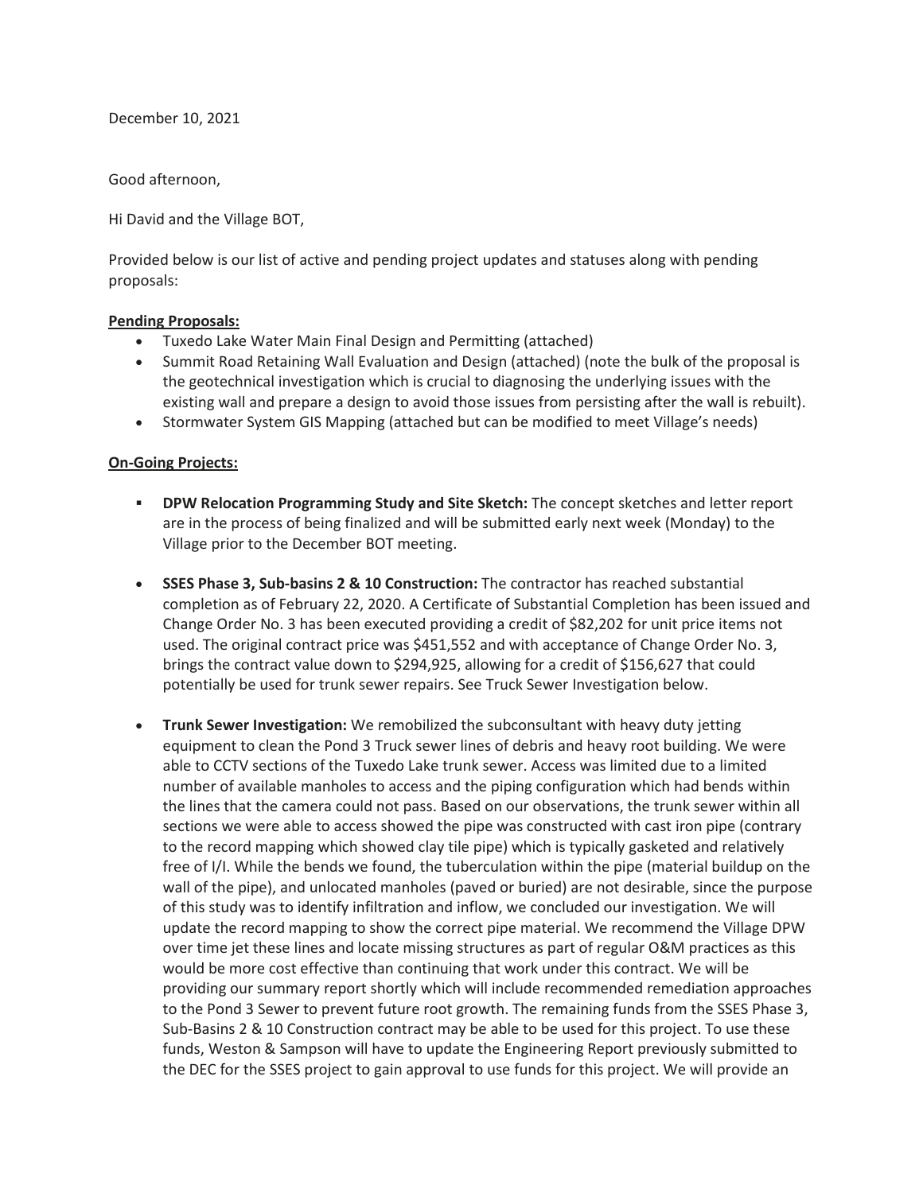December 10, 2021

Good afternoon,

Hi David and the Village BOT,

Provided below is our list of active and pending project updates and statuses along with pending proposals:

**Pending Proposals:**

- Tuxedo Lake Water Main Final Design and Permitting (attached)
- Summit Road Retaining Wall Evaluation and Design (attached) (note the bulk of the proposal is the geotechnical investigation which is crucial to diagnosing the underlying issues with the existing wall and prepare a design to avoid those issues from persisting after the wall is rebuilt).
- Stormwater System GIS Mapping (attached but can be modified to meet Village's needs)

**On-Going Projects:**

- **DPW Relocation Programming Study and Site Sketch:** The concept sketches and letter report are in the process of being finalized and will be submitted early next week (Monday) to the Village prior to the December BOT meeting.

- **SSES Phase 3, Sub-basins 2 & 10 Construction:** The contractor has reached substantial completion as of February 22, 2020. A Certificate of Substantial Completion has been issued and Change Order No. 3 has been executed providing a credit of $82,202 for unit price items not used. The original contract price was $451,552 and with acceptance of Change Order No. 3, brings the contract value down to $294,925, allowing for a credit of $156,627 that could potentially be used for trunk sewer repairs. See Truck Sewer Investigation below.

- **Trunk Sewer Investigation:** We remobilized the subconsultant with heavy duty jetting equipment to clean the Pond 3 Truck sewer lines of debris and heavy root building. We were able to CCTV sections of the Tuxedo Lake trunk sewer. Access was limited due to a limited number of available manholes to access and the piping configuration which had bends within the lines that the camera could not pass. Based on our observations, the trunk sewer within all sections we were able to access showed the pipe was constructed with cast iron pipe (contrary to the record mapping which showed clay tile pipe) which is typically gasketed and relatively free of I/I. While the bends we found, the tuberculation within the pipe (material buildup on the wall of the pipe), and unlocated manholes (paved or buried) are not desirable, since the purpose of this study was to identify infiltration and inflow, we concluded our investigation. We will update the record mapping to show the correct pipe material. We recommend the Village DPW over time jet these lines and locate missing structures as part of regular O&M practices as this would be more cost effective than continuing that work under this contract. We will be providing our summary report shortly which will include recommended remediation approaches to the Pond 3 Sewer to prevent future root growth. The remaining funds from the SSES Phase 3, Sub-Basins 2 & 10 Construction contract may be able to be used for this project. To use these funds, Weston & Sampson will have to update the Engineering Report previously submitted to the DEC for the SSES project to gain approval to use funds for this project. We will provide an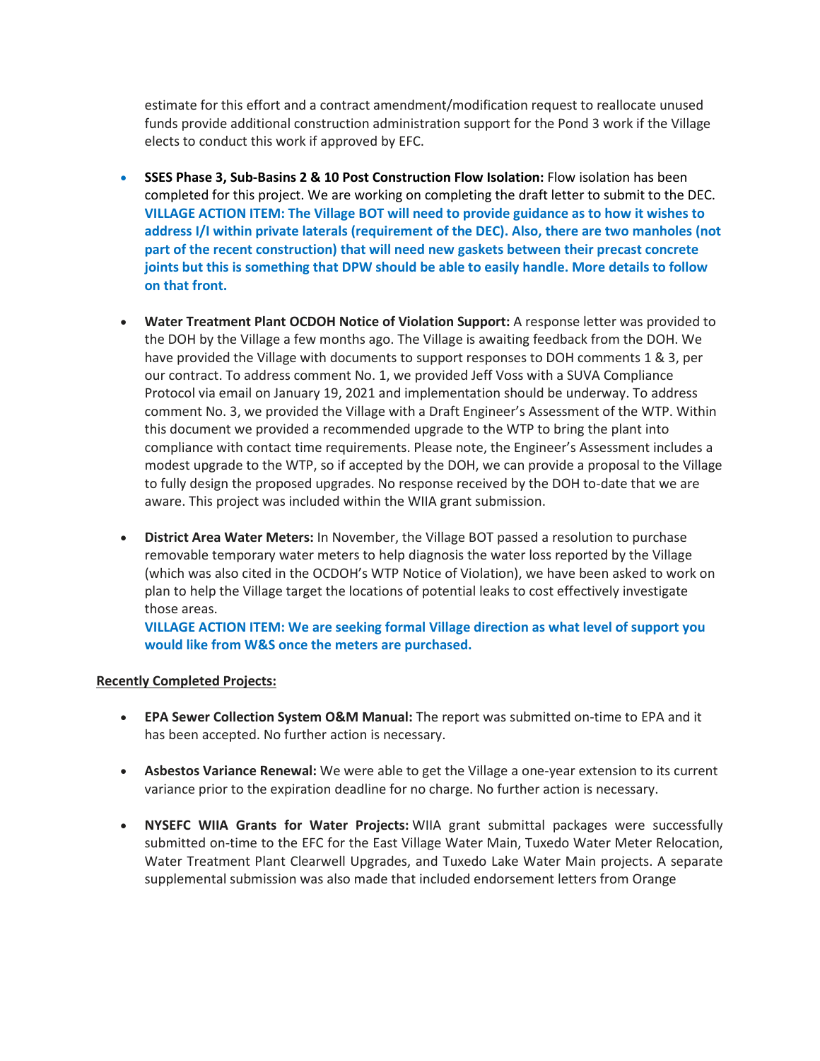estimate for this effort and a contract amendment/modification request to reallocate unused funds provide additional construction administration support for the Pond 3 work if the Village elects to conduct this work if approved by EFC.

- **SSES Phase 3, Sub-Basins 2 & 10 Post Construction Flow Isolation:** Flow isolation has been completed for this project. We are working on completing the draft letter to submit to the DEC. **VILLAGE ACTION ITEM: The Village BOT will need to provide guidance as to how it wishes to address I/I within private laterals (requirement of the DEC). Also, there are two manholes (not part of the recent construction) that will need new gaskets between their precast concrete joints but this is something that DPW should be able to easily handle. More details to follow on that front.**

- **Water Treatment Plant OCDOH Notice of Violation Support:** A response letter was provided to the DOH by the Village a few months ago. The Village is awaiting feedback from the DOH. We have provided the Village with documents to support responses to DOH comments 1 & 3, per our contract. To address comment No. 1, we provided Jeff Voss with a SUVA Compliance Protocol via email on January 19, 2021 and implementation should be underway. To address comment No. 3, we provided the Village with a Draft Engineer's Assessment of the WTP. Within this document we provided a recommended upgrade to the WTP to bring the plant into compliance with contact time requirements. Please note, the Engineer's Assessment includes a modest upgrade to the WTP, so if accepted by the DOH, we can provide a proposal to the Village to fully design the proposed upgrades. No response received by the DOH to-date that we are aware. This project was included within the WIIA grant submission.

- **District Area Water Meters:** In November, the Village BOT passed a resolution to purchase removable temporary water meters to help diagnosis the water loss reported by the Village (which was also cited in the OCDOH's WTP Notice of Violation), we have been asked to work on plan to help the Village target the locations of potential leaks to cost effectively investigate those areas.
  **VILLAGE ACTION ITEM: We are seeking formal Village direction as what level of support you would like from W&S once the meters are purchased.**

**Recently Completed Projects:**

- **EPA Sewer Collection System O&M Manual:** The report was submitted on-time to EPA and it has been accepted. No further action is necessary.

- **Asbestos Variance Renewal:** We were able to get the Village a one-year extension to its current variance prior to the expiration deadline for no charge. No further action is necessary.

- **NYSEFC WIIA Grants for Water Projects:** WIIA grant submittal packages were successfully submitted on-time to the EFC for the East Village Water Main, Tuxedo Water Meter Relocation, Water Treatment Plant Clearwell Upgrades, and Tuxedo Lake Water Main projects. A separate supplemental submission was also made that included endorsement letters from Orange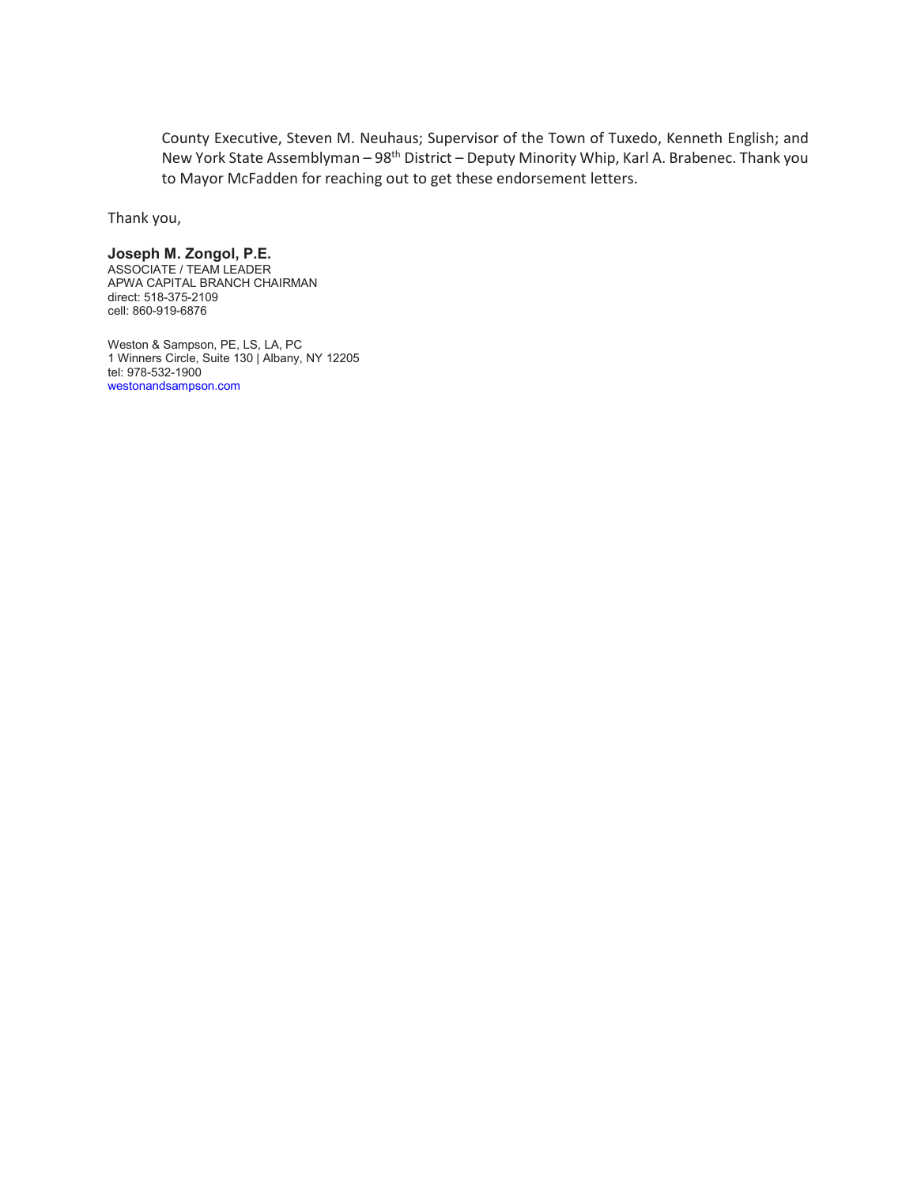County Executive, Steven M. Neuhaus; Supervisor of the Town of Tuxedo, Kenneth English; and New York State Assemblyman – 98th District – Deputy Minority Whip, Karl A. Brabenec. Thank you to Mayor McFadden for reaching out to get these endorsement letters.

Thank you,

**Joseph M. Zongol, P.E.**
ASSOCIATE / TEAM LEADER
APWA CAPITAL BRANCH CHAIRMAN
direct: 518-375-2109
cell: 860-919-6876

Weston & Sampson, PE, LS, LA, PC
1 Winners Circle, Suite 130 | Albany, NY 12205
tel: 978-532-1900
westonandsampson.com